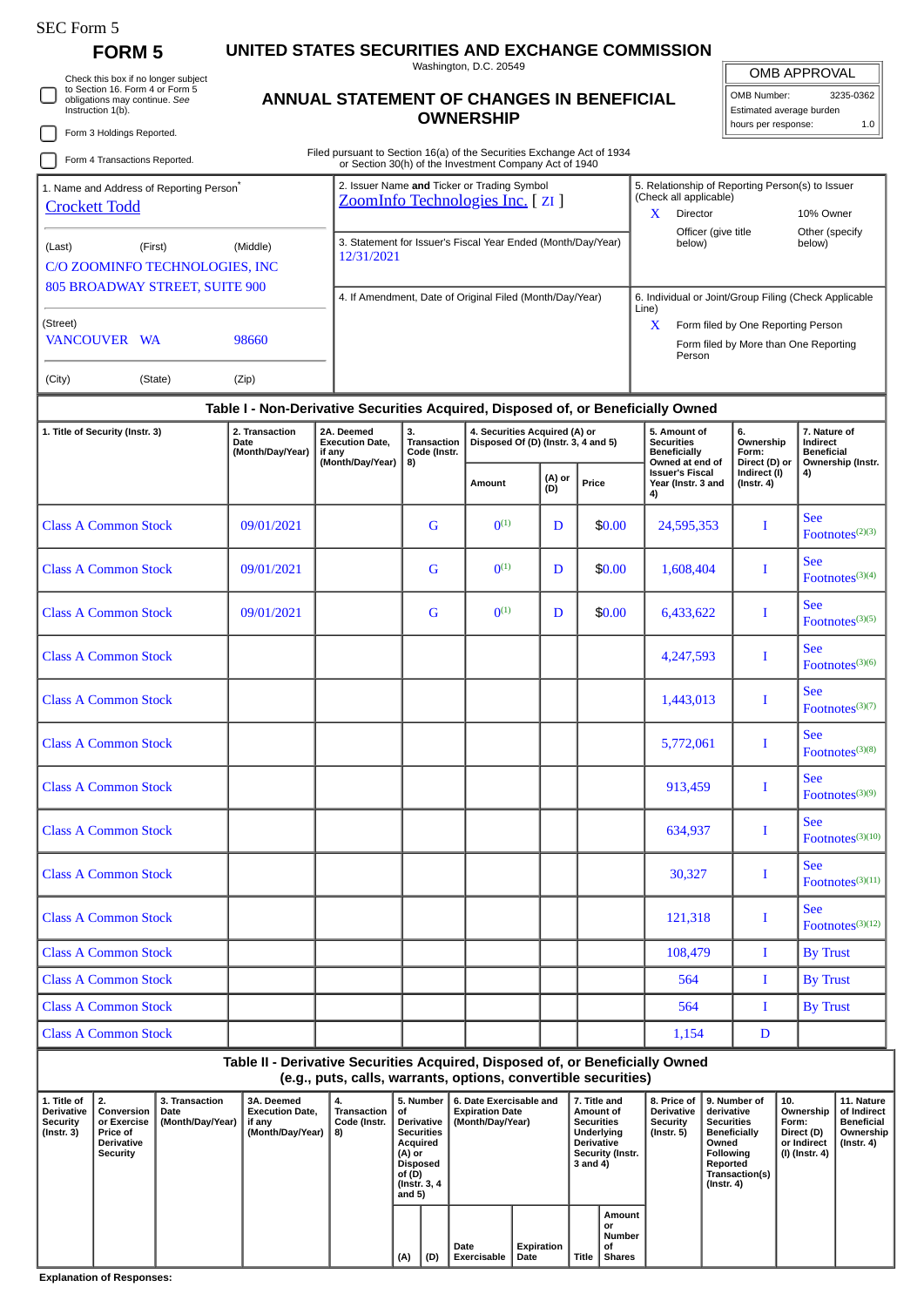SEC Form 5

# FORM 5

## UNITED STATES SECURITIES AND EXCHANGE COMMISSION

Washington, D.C. 20549

## ANNUAL STATEMENT OF CHANGES IN BENEFICIAL OWNERSHIP

Filed pursuant to Section 16(a) of the Securities Exchange Act of 1934 or Section 30(h) of the Investment Company Act of 1940

| OMB APPROVAL | |
|---|---|
| OMB Number: | 3235-0362 |
| Estimated average burden hours per response: | 1.0 |

☐ Check this box if no longer subject to Section 16. Form 4 or Form 5 obligations may continue. *See* Instruction 1(b).

☐ Form 3 Holdings Reported.

☐ Form 4 Transactions Reported.

1. Name and Address of Reporting Person*
Crockett Todd

(Last) (First) (Middle)
C/O ZOOMINFO TECHNOLOGIES, INC
805 BROADWAY STREET, SUITE 900

(Street)
VANCOUVER WA 98660

(City) (State) (Zip)

2. Issuer Name **and** Ticker or Trading Symbol
ZoomInfo Technologies Inc. [ ZI ]

3. Statement for Issuer's Fiscal Year Ended (Month/Day/Year)
12/31/2021

4. If Amendment, Date of Original Filed (Month/Day/Year)

5. Relationship of Reporting Person(s) to Issuer (Check all applicable)
X Director
10% Owner
Officer (give title below)
Other (specify below)

6. Individual or Joint/Group Filing (Check Applicable Line)
X Form filed by One Reporting Person
Form filed by More than One Reporting Person

## Table I - Non-Derivative Securities Acquired, Disposed of, or Beneficially Owned

| 1. Title of Security (Instr. 3) | 2. Transaction Date (Month/Day/Year) | 2A. Deemed Execution Date, if any (Month/Day/Year) | 3. Transaction Code (Instr. 8) | 4. Securities Acquired (A) or Disposed Of (D) (Instr. 3, 4 and 5) | | | 5. Amount of Securities Beneficially Owned at end of Issuer's Fiscal Year (Instr. 3 and 4) | 6. Ownership Form: Direct (D) or Indirect (I) (Instr. 4) | 7. Nature of Indirect Beneficial Ownership (Instr. 4) |
|---|---|---|---|---|---|---|---|---|---|
| | | | | Amount | (A) or (D) | Price | | | |
| Class A Common Stock | 09/01/2021 | | G | 0[1] | D | $0.00 | 24,595,353 | I | See Footnotes[2][3] |
| Class A Common Stock | 09/01/2021 | | G | 0[1] | D | $0.00 | 1,608,404 | I | See Footnotes[3][4] |
| Class A Common Stock | 09/01/2021 | | G | 0[1] | D | $0.00 | 6,433,622 | I | See Footnotes[3][5] |
| Class A Common Stock | | | | | | | 4,247,593 | I | See Footnotes[3][6] |
| Class A Common Stock | | | | | | | 1,443,013 | I | See Footnotes[3][7] |
| Class A Common Stock | | | | | | | 5,772,061 | I | See Footnotes[3][8] |
| Class A Common Stock | | | | | | | 913,459 | I | See Footnotes[3][9] |
| Class A Common Stock | | | | | | | 634,937 | I | See Footnotes[3][10] |
| Class A Common Stock | | | | | | | 30,327 | I | See Footnotes[3][11] |
| Class A Common Stock | | | | | | | 121,318 | I | See Footnotes[3][12] |
| Class A Common Stock | | | | | | | 108,479 | I | By Trust |
| Class A Common Stock | | | | | | | 564 | I | By Trust |
| Class A Common Stock | | | | | | | 564 | I | By Trust |
| Class A Common Stock | | | | | | | 1,154 | D | |

## Table II - Derivative Securities Acquired, Disposed of, or Beneficially Owned (e.g., puts, calls, warrants, options, convertible securities)

| 1. Title of Derivative Security (Instr. 3) | 2. Conversion or Exercise Price of Derivative Security | 3. Transaction Date (Month/Day/Year) | 3A. Deemed Execution Date, if any (Month/Day/Year) | 4. Transaction Code (Instr. 8) | 5. Number of Derivative Securities Acquired (A) or Disposed of (D) (Instr. 3, 4 and 5) | | 6. Date Exercisable and Expiration Date (Month/Day/Year) | | 7. Title and Amount of Securities Underlying Derivative Security (Instr. 3 and 4) | | 8. Price of Derivative Security (Instr. 5) | 9. Number of derivative Securities Beneficially Owned Following Reported Transaction(s) (Instr. 4) | 10. Ownership Form: Direct (D) or Indirect (I) (Instr. 4) | 11. Nature of Indirect Beneficial Ownership (Instr. 4) |
|---|---|---|---|---|---|---|---|---|---|---|---|---|---|---|
| | | | | | (A) | (D) | Date Exercisable | Expiration Date | Title | Amount or Number of Shares | | | | |

**Explanation of Responses:**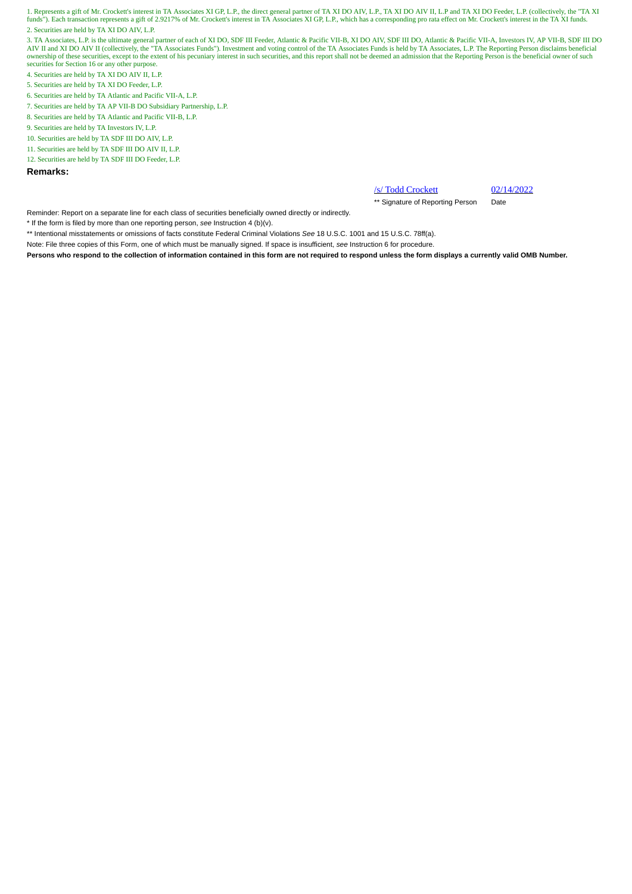1. Represents a gift of Mr. Crockett's interest in TA Associates XI GP, L.P., the direct general partner of TA XI DO AIV, L.P., TA XI DO AIV II, L.P and TA XI DO Feeder, L.P. (collectively, the "TA XI funds"). Each transaction represents a gift of 2.9217% of Mr. Crockett's interest in TA Associates XI GP, L.P., which has a corresponding pro rata effect on Mr. Crockett's interest in the TA XI funds.

2. Securities are held by TA XI DO AIV, L.P.

3. TA Associates, L.P. is the ultimate general partner of each of XI DO, SDF III Feeder, Atlantic & Pacific VII-B, XI DO AIV, SDF III DO, Atlantic & Pacific VII-A, Investors IV, AP VII-B, SDF III DO AIV II and XI DO AIV II (collectively, the "TA Associates Funds"). Investment and voting control of the TA Associates Funds is held by TA Associates, L.P. The Reporting Person disclaims beneficial ownership of these securities, except to the extent of his pecuniary interest in such securities, and this report shall not be deemed an admission that the Reporting Person is the beneficial owner of such securities for Section 16 or any other purpose.

4. Securities are held by TA XI DO AIV II, L.P.

5. Securities are held by TA XI DO Feeder, L.P.

6. Securities are held by TA Atlantic and Pacific VII-A, L.P.

7. Securities are held by TA AP VII-B DO Subsidiary Partnership, L.P.

8. Securities are held by TA Atlantic and Pacific VII-B, L.P.

9. Securities are held by TA Investors IV, L.P.

10. Securities are held by TA SDF III DO AIV, L.P.

11. Securities are held by TA SDF III DO AIV II, L.P.

12. Securities are held by TA SDF III DO Feeder, L.P.

**Remarks:**

| | |
|---|---|
| /s/ Todd Crockett | 02/14/2022 |
| ** Signature of Reporting Person | Date |

Reminder: Report on a separate line for each class of securities beneficially owned directly or indirectly.

* If the form is filed by more than one reporting person, *see* Instruction 4 (b)(v).

** Intentional misstatements or omissions of facts constitute Federal Criminal Violations *See* 18 U.S.C. 1001 and 15 U.S.C. 78ff(a).

Note: File three copies of this Form, one of which must be manually signed. If space is insufficient, *see* Instruction 6 for procedure.

**Persons who respond to the collection of information contained in this form are not required to respond unless the form displays a currently valid OMB Number.**